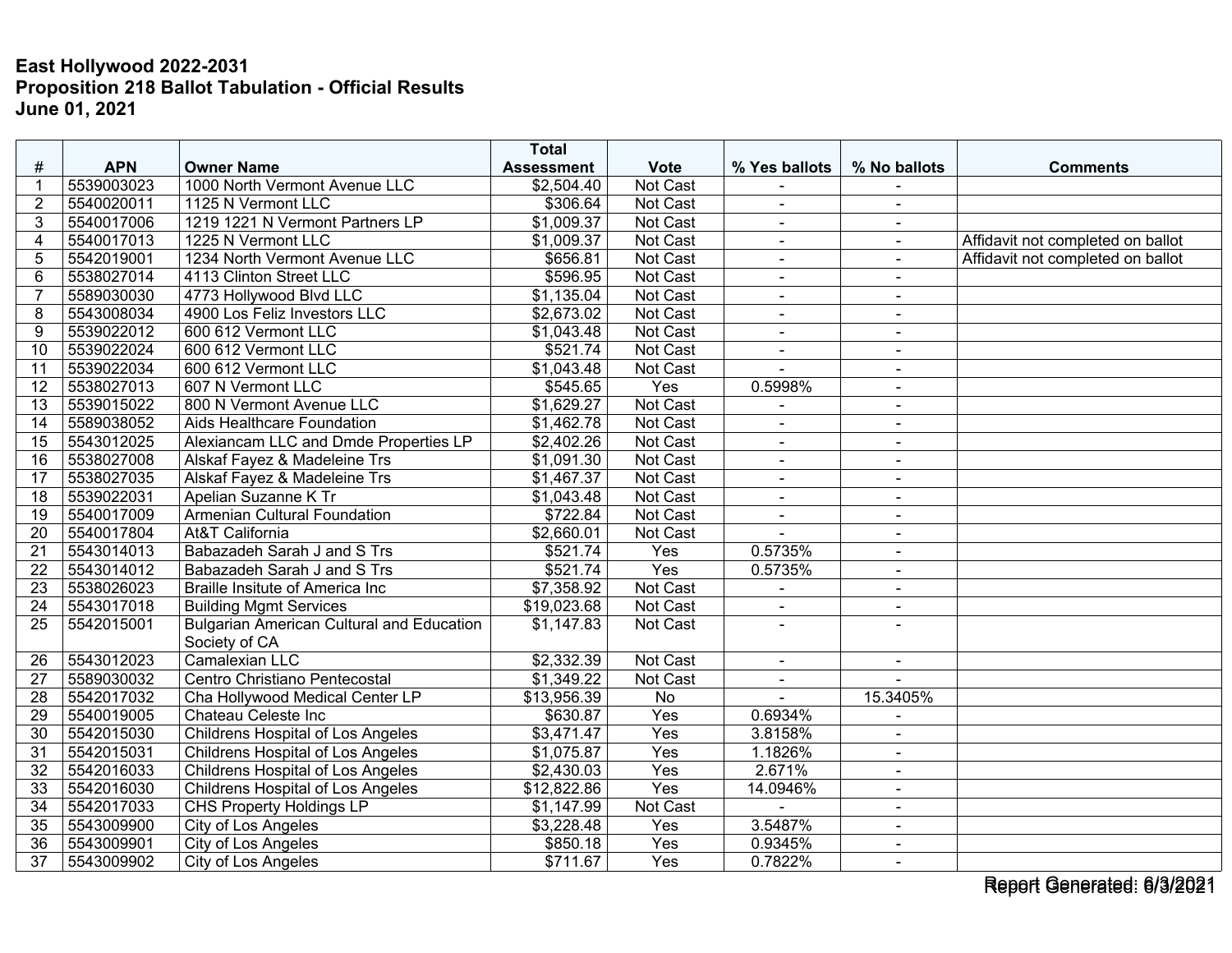**East Hollywood 2022-2031**
**Proposition 218 Ballot Tabulation - Official Results**
**June 01, 2021**

| # | APN | Owner Name | Total Assessment | Vote | % Yes ballots | % No ballots | Comments |
|---|---|---|---|---|---|---|---|
| 1 | 5539003023 | 1000 North Vermont Avenue LLC | $2,504.40 | Not Cast | - | - | |
| 2 | 5540020011 | 1125 N Vermont LLC | $306.64 | Not Cast | - | - | |
| 3 | 5540017006 | 1219 1221 N Vermont Partners LP | $1,009.37 | Not Cast | - | - | |
| 4 | 5540017013 | 1225 N Vermont LLC | $1,009.37 | Not Cast | - | - | Affidavit not completed on ballot |
| 5 | 5542019001 | 1234 North Vermont Avenue LLC | $656.81 | Not Cast | - | - | Affidavit not completed on ballot |
| 6 | 5538027014 | 4113 Clinton Street LLC | $596.95 | Not Cast | - | - | |
| 7 | 5589030030 | 4773 Hollywood Blvd LLC | $1,135.04 | Not Cast | - | - | |
| 8 | 5543008034 | 4900 Los Feliz Investors LLC | $2,673.02 | Not Cast | - | - | |
| 9 | 5539022012 | 600 612 Vermont LLC | $1,043.48 | Not Cast | - | - | |
| 10 | 5539022024 | 600 612 Vermont LLC | $521.74 | Not Cast | - | - | |
| 11 | 5539022034 | 600 612 Vermont LLC | $1,043.48 | Not Cast | - | - | |
| 12 | 5538027013 | 607 N Vermont LLC | $545.65 | Yes | 0.5998% | - | |
| 13 | 5539015022 | 800 N Vermont Avenue LLC | $1,629.27 | Not Cast | - | - | |
| 14 | 5589038052 | Aids Healthcare Foundation | $1,462.78 | Not Cast | - | - | |
| 15 | 5543012025 | Alexiancam LLC and Dmde Properties LP | $2,402.26 | Not Cast | - | - | |
| 16 | 5538027008 | Alskaf Fayez & Madeleine Trs | $1,091.30 | Not Cast | - | - | |
| 17 | 5538027035 | Alskaf Fayez & Madeleine Trs | $1,467.37 | Not Cast | - | - | |
| 18 | 5539022031 | Apelian Suzanne K Tr | $1,043.48 | Not Cast | - | - | |
| 19 | 5540017009 | Armenian Cultural Foundation | $722.84 | Not Cast | - | - | |
| 20 | 5540017804 | At&T California | $2,660.01 | Not Cast | - | - | |
| 21 | 5543014013 | Babazadeh Sarah J and S Trs | $521.74 | Yes | 0.5735% | - | |
| 22 | 5543014012 | Babazadeh Sarah J and S Trs | $521.74 | Yes | 0.5735% | - | |
| 23 | 5538026023 | Braille Insitute of America Inc | $7,358.92 | Not Cast | - | - | |
| 24 | 5543017018 | Building Mgmt Services | $19,023.68 | Not Cast | - | - | |
| 25 | 5542015001 | Bulgarian American Cultural and Education Society of CA | $1,147.83 | Not Cast | - | - | |
| 26 | 5543012023 | Camalexian LLC | $2,332.39 | Not Cast | - | - | |
| 27 | 5589030032 | Centro Christiano Pentecostal | $1,349.22 | Not Cast | - | - | |
| 28 | 5542017032 | Cha Hollywood Medical Center LP | $13,956.39 | No | - | 15.3405% | |
| 29 | 5540019005 | Chateau Celeste Inc | $630.87 | Yes | 0.6934% | - | |
| 30 | 5542015030 | Childrens Hospital of Los Angeles | $3,471.47 | Yes | 3.8158% | - | |
| 31 | 5542015031 | Childrens Hospital of Los Angeles | $1,075.87 | Yes | 1.1826% | - | |
| 32 | 5542016033 | Childrens Hospital of Los Angeles | $2,430.03 | Yes | 2.671% | - | |
| 33 | 5542016030 | Childrens Hospital of Los Angeles | $12,822.86 | Yes | 14.0946% | - | |
| 34 | 5542017033 | CHS Property Holdings LP | $1,147.99 | Not Cast | - | - | |
| 35 | 5543009900 | City of Los Angeles | $3,228.48 | Yes | 3.5487% | - | |
| 36 | 5543009901 | City of Los Angeles | $850.18 | Yes | 0.9345% | - | |
| 37 | 5543009902 | City of Los Angeles | $711.67 | Yes | 0.7822% | - | |

Report Generated: 6/3/2021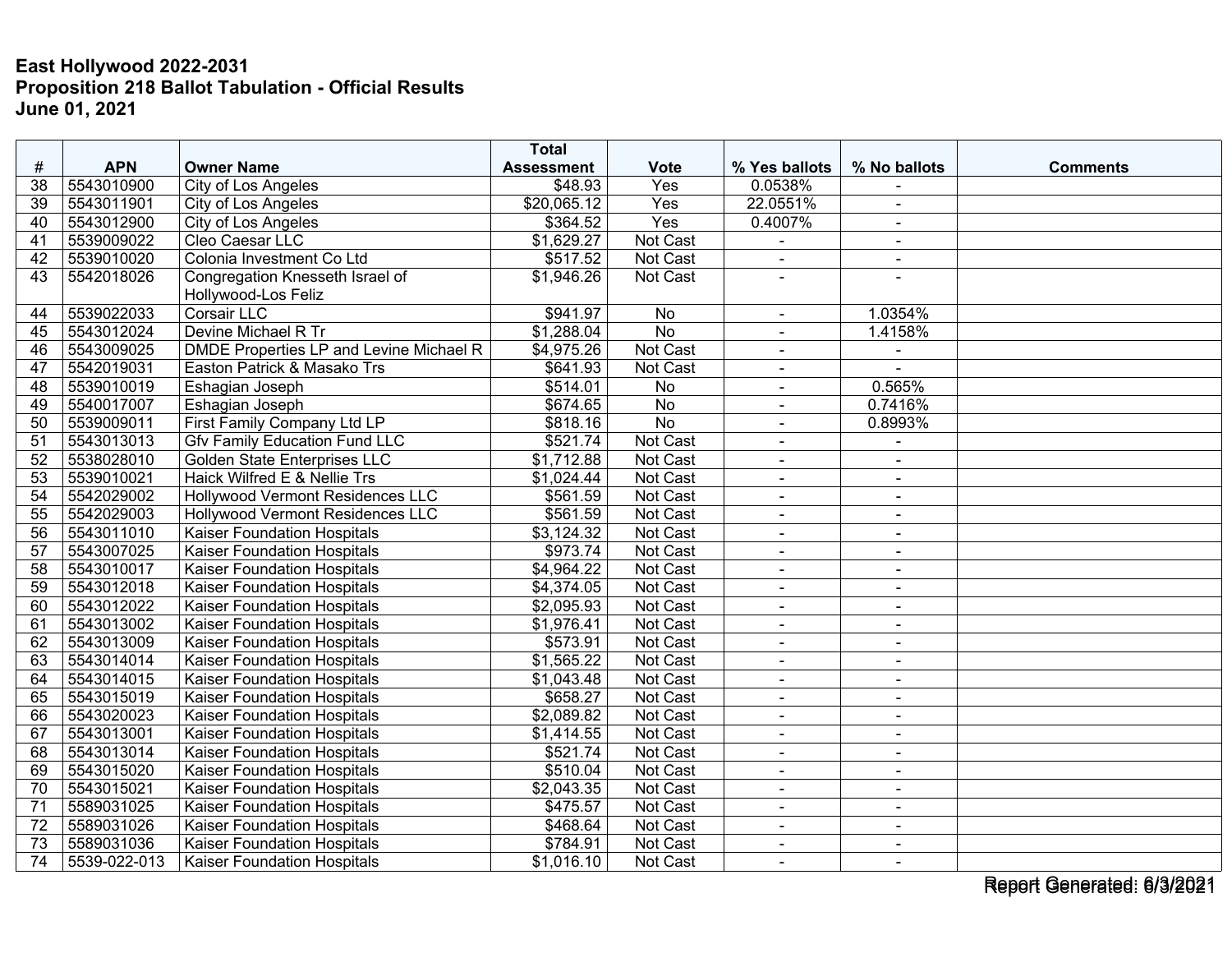**East Hollywood 2022-2031**
**Proposition 218 Ballot Tabulation - Official Results**
**June 01, 2021**

| # | APN | Owner Name | Total Assessment | Vote | % Yes ballots | % No ballots | Comments |
|---|---|---|---|---|---|---|---|
| 38 | 5543010900 | City of Los Angeles | $48.93 | Yes | 0.0538% | - | |
| 39 | 5543011901 | City of Los Angeles | $20,065.12 | Yes | 22.0551% | - | |
| 40 | 5543012900 | City of Los Angeles | $364.52 | Yes | 0.4007% | - | |
| 41 | 5539009022 | Cleo Caesar LLC | $1,629.27 | Not Cast | - | - | |
| 42 | 5539010020 | Colonia Investment Co Ltd | $517.52 | Not Cast | - | - | |
| 43 | 5542018026 | Congregation Knesseth Israel of Hollywood-Los Feliz | $1,946.26 | Not Cast | - | - | |
| 44 | 5539022033 | Corsair LLC | $941.97 | No | - | 1.0354% | |
| 45 | 5543012024 | Devine Michael R Tr | $1,288.04 | No | - | 1.4158% | |
| 46 | 5543009025 | DMDE Properties LP and Levine Michael R | $4,975.26 | Not Cast | - | - | |
| 47 | 5542019031 | Easton Patrick & Masako Trs | $641.93 | Not Cast | - | - | |
| 48 | 5539010019 | Eshagian Joseph | $514.01 | No | - | 0.565% | |
| 49 | 5540017007 | Eshagian Joseph | $674.65 | No | - | 0.7416% | |
| 50 | 5539009011 | First Family Company Ltd LP | $818.16 | No | - | 0.8993% | |
| 51 | 5543013013 | Gfv Family Education Fund LLC | $521.74 | Not Cast | - | - | |
| 52 | 5538028010 | Golden State Enterprises LLC | $1,712.88 | Not Cast | - | - | |
| 53 | 5539010021 | Haick Wilfred E & Nellie Trs | $1,024.44 | Not Cast | - | - | |
| 54 | 5542029002 | Hollywood Vermont Residences LLC | $561.59 | Not Cast | - | - | |
| 55 | 5542029003 | Hollywood Vermont Residences LLC | $561.59 | Not Cast | - | - | |
| 56 | 5543011010 | Kaiser Foundation Hospitals | $3,124.32 | Not Cast | - | - | |
| 57 | 5543007025 | Kaiser Foundation Hospitals | $973.74 | Not Cast | - | - | |
| 58 | 5543010017 | Kaiser Foundation Hospitals | $4,964.22 | Not Cast | - | - | |
| 59 | 5543012018 | Kaiser Foundation Hospitals | $4,374.05 | Not Cast | - | - | |
| 60 | 5543012022 | Kaiser Foundation Hospitals | $2,095.93 | Not Cast | - | - | |
| 61 | 5543013002 | Kaiser Foundation Hospitals | $1,976.41 | Not Cast | - | - | |
| 62 | 5543013009 | Kaiser Foundation Hospitals | $573.91 | Not Cast | - | - | |
| 63 | 5543014014 | Kaiser Foundation Hospitals | $1,565.22 | Not Cast | - | - | |
| 64 | 5543014015 | Kaiser Foundation Hospitals | $1,043.48 | Not Cast | - | - | |
| 65 | 5543015019 | Kaiser Foundation Hospitals | $658.27 | Not Cast | - | - | |
| 66 | 5543020023 | Kaiser Foundation Hospitals | $2,089.82 | Not Cast | - | - | |
| 67 | 5543013001 | Kaiser Foundation Hospitals | $1,414.55 | Not Cast | - | - | |
| 68 | 5543013014 | Kaiser Foundation Hospitals | $521.74 | Not Cast | - | - | |
| 69 | 5543015020 | Kaiser Foundation Hospitals | $510.04 | Not Cast | - | - | |
| 70 | 5543015021 | Kaiser Foundation Hospitals | $2,043.35 | Not Cast | - | - | |
| 71 | 5589031025 | Kaiser Foundation Hospitals | $475.57 | Not Cast | - | - | |
| 72 | 5589031026 | Kaiser Foundation Hospitals | $468.64 | Not Cast | - | - | |
| 73 | 5589031036 | Kaiser Foundation Hospitals | $784.91 | Not Cast | - | - | |
| 74 | 5539-022-013 | Kaiser Foundation Hospitals | $1,016.10 | Not Cast | - | - | |

Report Generated: 6/3/2021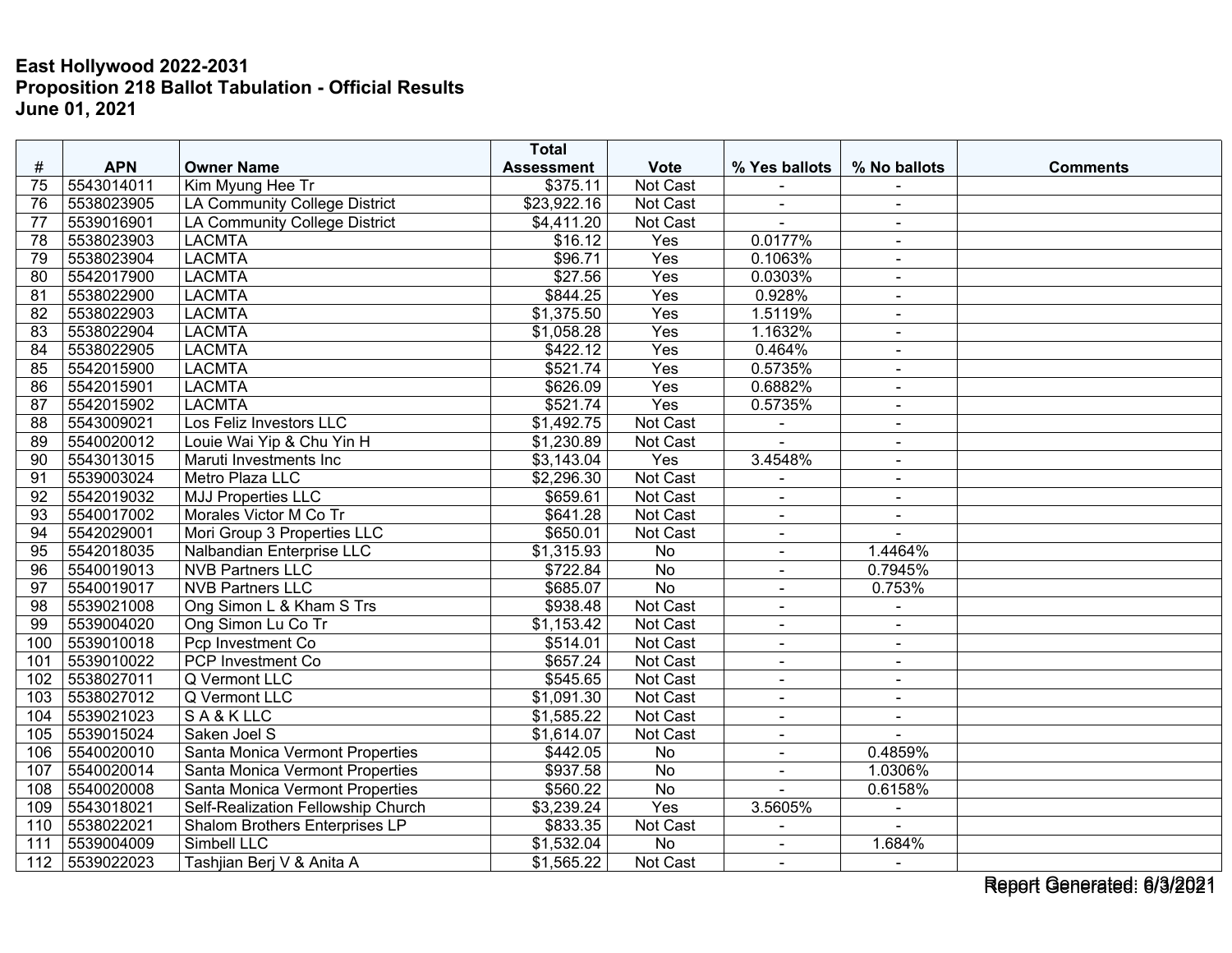**East Hollywood 2022-2031**
**Proposition 218 Ballot Tabulation - Official Results**
**June 01, 2021**

| # | APN | Owner Name | Total Assessment | Vote | % Yes ballots | % No ballots | Comments |
|---|---|---|---|---|---|---|---|
| 75 | 5543014011 | Kim Myung Hee Tr | $375.11 | Not Cast | - | - | |
| 76 | 5538023905 | LA Community College District | $23,922.16 | Not Cast | - | - | |
| 77 | 5539016901 | LA Community College District | $4,411.20 | Not Cast | - | - | |
| 78 | 5538023903 | LACMTA | $16.12 | Yes | 0.0177% | - | |
| 79 | 5538023904 | LACMTA | $96.71 | Yes | 0.1063% | - | |
| 80 | 5542017900 | LACMTA | $27.56 | Yes | 0.0303% | - | |
| 81 | 5538022900 | LACMTA | $844.25 | Yes | 0.928% | - | |
| 82 | 5538022903 | LACMTA | $1,375.50 | Yes | 1.5119% | - | |
| 83 | 5538022904 | LACMTA | $1,058.28 | Yes | 1.1632% | - | |
| 84 | 5538022905 | LACMTA | $422.12 | Yes | 0.464% | - | |
| 85 | 5542015900 | LACMTA | $521.74 | Yes | 0.5735% | - | |
| 86 | 5542015901 | LACMTA | $626.09 | Yes | 0.6882% | - | |
| 87 | 5542015902 | LACMTA | $521.74 | Yes | 0.5735% | - | |
| 88 | 5543009021 | Los Feliz Investors LLC | $1,492.75 | Not Cast | - | - | |
| 89 | 5540020012 | Louie Wai Yip & Chu Yin H | $1,230.89 | Not Cast | - | - | |
| 90 | 5543013015 | Maruti Investments Inc | $3,143.04 | Yes | 3.4548% | - | |
| 91 | 5539003024 | Metro Plaza LLC | $2,296.30 | Not Cast | - | - | |
| 92 | 5542019032 | MJJ Properties LLC | $659.61 | Not Cast | - | - | |
| 93 | 5540017002 | Morales Victor M Co Tr | $641.28 | Not Cast | - | - | |
| 94 | 5542029001 | Mori Group 3 Properties LLC | $650.01 | Not Cast | - | - | |
| 95 | 5542018035 | Nalbandian Enterprise LLC | $1,315.93 | No | - | 1.4464% | |
| 96 | 5540019013 | NVB Partners LLC | $722.84 | No | - | 0.7945% | |
| 97 | 5540019017 | NVB Partners LLC | $685.07 | No | - | 0.753% | |
| 98 | 5539021008 | Ong Simon L & Kham S Trs | $938.48 | Not Cast | - | - | |
| 99 | 5539004020 | Ong Simon Lu Co Tr | $1,153.42 | Not Cast | - | - | |
| 100 | 5539010018 | Pcp Investment Co | $514.01 | Not Cast | - | - | |
| 101 | 5539010022 | PCP Investment Co | $657.24 | Not Cast | - | - | |
| 102 | 5538027011 | Q Vermont LLC | $545.65 | Not Cast | - | - | |
| 103 | 5538027012 | Q Vermont LLC | $1,091.30 | Not Cast | - | - | |
| 104 | 5539021023 | S A & K LLC | $1,585.22 | Not Cast | - | - | |
| 105 | 5539015024 | Saken Joel S | $1,614.07 | Not Cast | - | - | |
| 106 | 5540020010 | Santa Monica Vermont Properties | $442.05 | No | - | 0.4859% | |
| 107 | 5540020014 | Santa Monica Vermont Properties | $937.58 | No | - | 1.0306% | |
| 108 | 5540020008 | Santa Monica Vermont Properties | $560.22 | No | - | 0.6158% | |
| 109 | 5543018021 | Self-Realization Fellowship Church | $3,239.24 | Yes | 3.5605% | - | |
| 110 | 5538022021 | Shalom Brothers Enterprises LP | $833.35 | Not Cast | - | - | |
| 111 | 5539004009 | Simbell LLC | $1,532.04 | No | - | 1.684% | |
| 112 | 5539022023 | Tashjian Berj V & Anita A | $1,565.22 | Not Cast | - | - | |

Report Generated: 6/3/2021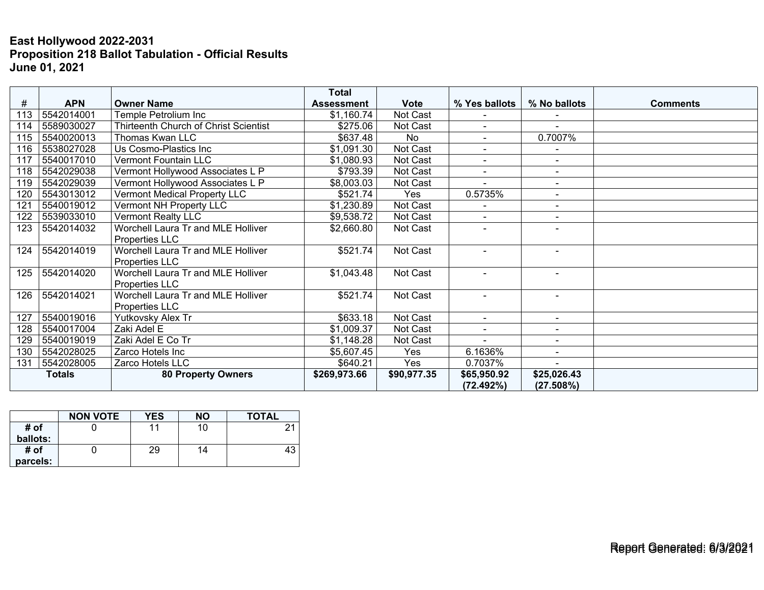**East Hollywood 2022-2031**
**Proposition 218 Ballot Tabulation - Official Results**
**June 01, 2021**

| # | APN | Owner Name | Total Assessment | Vote | % Yes ballots | % No ballots | Comments |
|---|---|---|---|---|---|---|---|
| 113 | 5542014001 | Temple Petrolium Inc | $1,160.74 | Not Cast | - | - | |
| 114 | 5589030027 | Thirteenth Church of Christ Scientist | $275.06 | Not Cast | - | - | |
| 115 | 5540020013 | Thomas Kwan LLC | $637.48 | No | - | 0.7007% | |
| 116 | 5538027028 | Us Cosmo-Plastics Inc | $1,091.30 | Not Cast | - | - | |
| 117 | 5540017010 | Vermont Fountain LLC | $1,080.93 | Not Cast | - | - | |
| 118 | 5542029038 | Vermont Hollywood Associates L P | $793.39 | Not Cast | - | - | |
| 119 | 5542029039 | Vermont Hollywood Associates L P | $8,003.03 | Not Cast | - | - | |
| 120 | 5543013012 | Vermont Medical Property LLC | $521.74 | Yes | 0.5735% | - | |
| 121 | 5540019012 | Vermont NH Property LLC | $1,230.89 | Not Cast | - | - | |
| 122 | 5539033010 | Vermont Realty LLC | $9,538.72 | Not Cast | - | - | |
| 123 | 5542014032 | Worchell Laura Tr and MLE Holliver Properties LLC | $2,660.80 | Not Cast | - | - | |
| 124 | 5542014019 | Worchell Laura Tr and MLE Holliver Properties LLC | $521.74 | Not Cast | - | - | |
| 125 | 5542014020 | Worchell Laura Tr and MLE Holliver Properties LLC | $1,043.48 | Not Cast | - | - | |
| 126 | 5542014021 | Worchell Laura Tr and MLE Holliver Properties LLC | $521.74 | Not Cast | - | - | |
| 127 | 5540019016 | Yutkovsky Alex Tr | $633.18 | Not Cast | - | - | |
| 128 | 5540017004 | Zaki Adel E | $1,009.37 | Not Cast | - | - | |
| 129 | 5540019019 | Zaki Adel E Co Tr | $1,148.28 | Not Cast | - | - | |
| 130 | 5542028025 | Zarco Hotels Inc | $5,607.45 | Yes | 6.1636% | - | |
| 131 | 5542028005 | Zarco Hotels LLC | $640.21 | Yes | 0.7037% | - | |
| **Totals** | | **80 Property Owners** | **$269,973.66** | **$90,977.35** | **$65,950.92 (72.492%)** | **$25,026.43 (27.508%)** | |

| | NON VOTE | YES | NO | TOTAL |
|---|---|---|---|---|
| **# of ballots:** | 0 | 11 | 10 | 21 |
| **# of parcels:** | 0 | 29 | 14 | 43 |

Report Generated: 6/3/2021